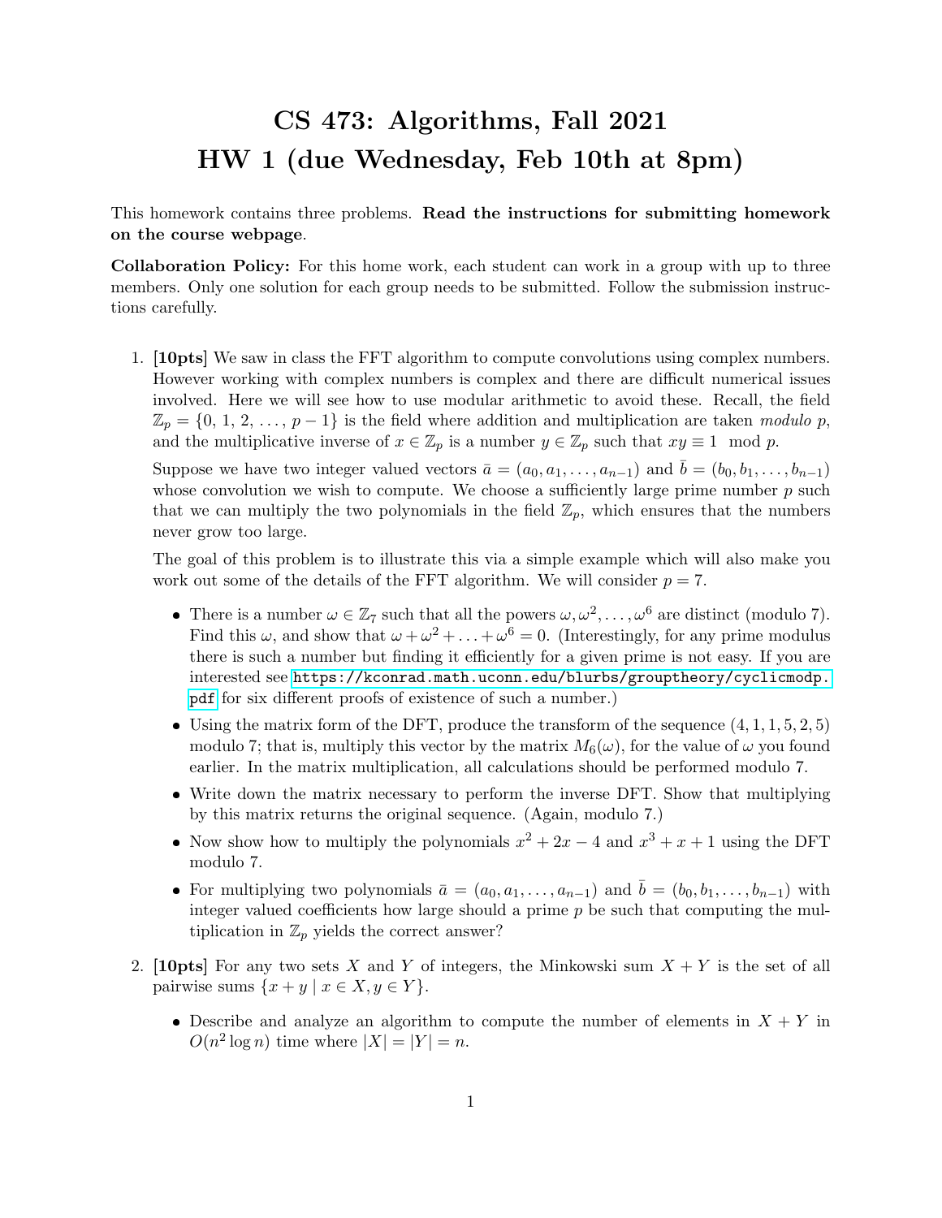# CS 473: Algorithms, Fall 2021
# HW 1 (due Wednesday, Feb 10th at 8pm)

This homework contains three problems. **Read the instructions for submitting homework on the course webpage**.

**Collaboration Policy:** For this home work, each student can work in a group with up to three members. Only one solution for each group needs to be submitted. Follow the submission instructions carefully.

1. **[10pts]** We saw in class the FFT algorithm to compute convolutions using complex numbers. However working with complex numbers is complex and there are difficult numerical issues involved. Here we will see how to use modular arithmetic to avoid these. Recall, the field $\mathbb{Z}_p = \{0, 1, 2, \ldots, p-1\}$ is the field where addition and multiplication are taken *modulo* $p$, and the multiplicative inverse of $x \in \mathbb{Z}_p$ is a number $y \in \mathbb{Z}_p$ such that $xy \equiv 1 \mod p$.

   Suppose we have two integer valued vectors $\bar{a} = (a_0, a_1, \ldots, a_{n-1})$ and $\bar{b} = (b_0, b_1, \ldots, b_{n-1})$ whose convolution we wish to compute. We choose a sufficiently large prime number $p$ such that we can multiply the two polynomials in the field $\mathbb{Z}_p$, which ensures that the numbers never grow too large.

   The goal of this problem is to illustrate this via a simple example which will also make you work out some of the details of the FFT algorithm. We will consider $p = 7$.

   - There is a number $\omega \in \mathbb{Z}_7$ such that all the powers $\omega, \omega^2, \ldots, \omega^6$ are distinct (modulo 7). Find this $\omega$, and show that $\omega + \omega^2 + \ldots + \omega^6 = 0$. (Interestingly, for any prime modulus there is such a number but finding it efficiently for a given prime is not easy. If you are interested see https://kconrad.math.uconn.edu/blurbs/grouptheory/cyclicmodp.pdf for six different proofs of existence of such a number.)
   - Using the matrix form of the DFT, produce the transform of the sequence $(4, 1, 1, 5, 2, 5)$ modulo 7; that is, multiply this vector by the matrix $M_6(\omega)$, for the value of $\omega$ you found earlier. In the matrix multiplication, all calculations should be performed modulo 7.
   - Write down the matrix necessary to perform the inverse DFT. Show that multiplying by this matrix returns the original sequence. (Again, modulo 7.)
   - Now show how to multiply the polynomials $x^2 + 2x - 4$ and $x^3 + x + 1$ using the DFT modulo 7.
   - For multiplying two polynomials $\bar{a} = (a_0, a_1, \ldots, a_{n-1})$ and $\bar{b} = (b_0, b_1, \ldots, b_{n-1})$ with integer valued coefficients how large should a prime $p$ be such that computing the multiplication in $\mathbb{Z}_p$ yields the correct answer?

2. **[10pts]** For any two sets $X$ and $Y$ of integers, the Minkowski sum $X + Y$ is the set of all pairwise sums $\{x + y \mid x \in X, y \in Y\}$.

   - Describe and analyze an algorithm to compute the number of elements in $X + Y$ in $O(n^2 \log n)$ time where $|X| = |Y| = n$.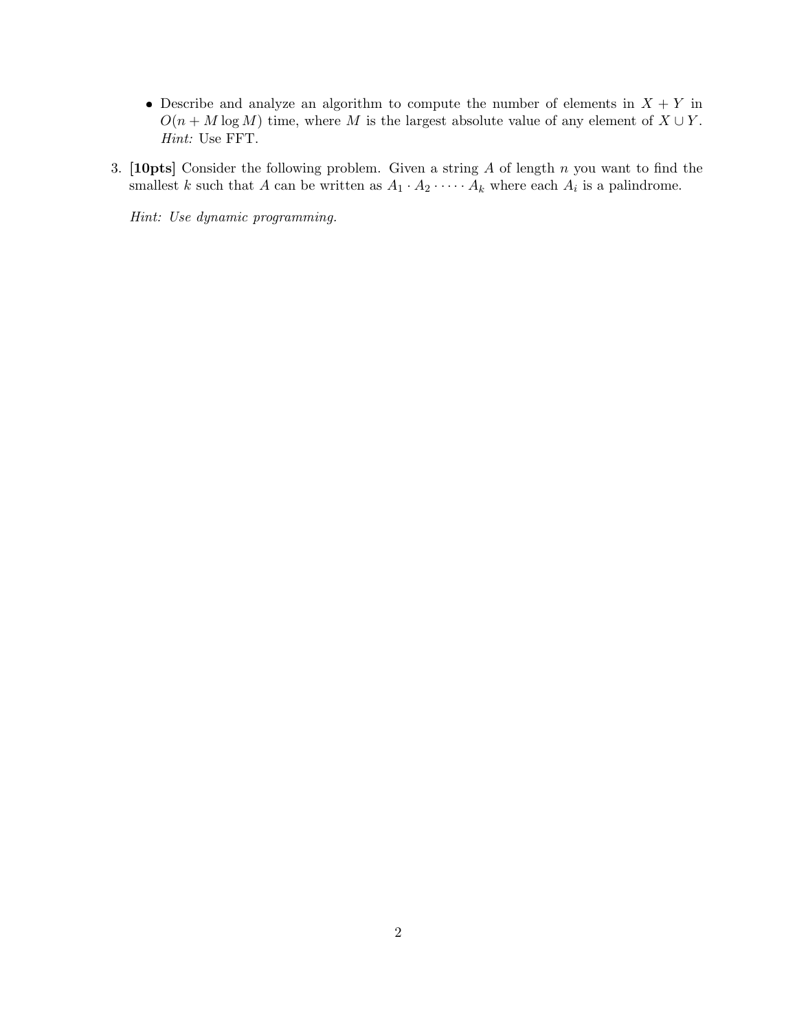- Describe and analyze an algorithm to compute the number of elements in $X + Y$ in $O(n + M \log M)$ time, where $M$ is the largest absolute value of any element of $X \cup Y$. *Hint:* Use FFT.

3. **[10pts]** Consider the following problem. Given a string $A$ of length $n$ you want to find the smallest $k$ such that $A$ can be written as $A_1 \cdot A_2 \cdot \cdots \cdot A_k$ where each $A_i$ is a palindrome.

   *Hint: Use dynamic programming.*